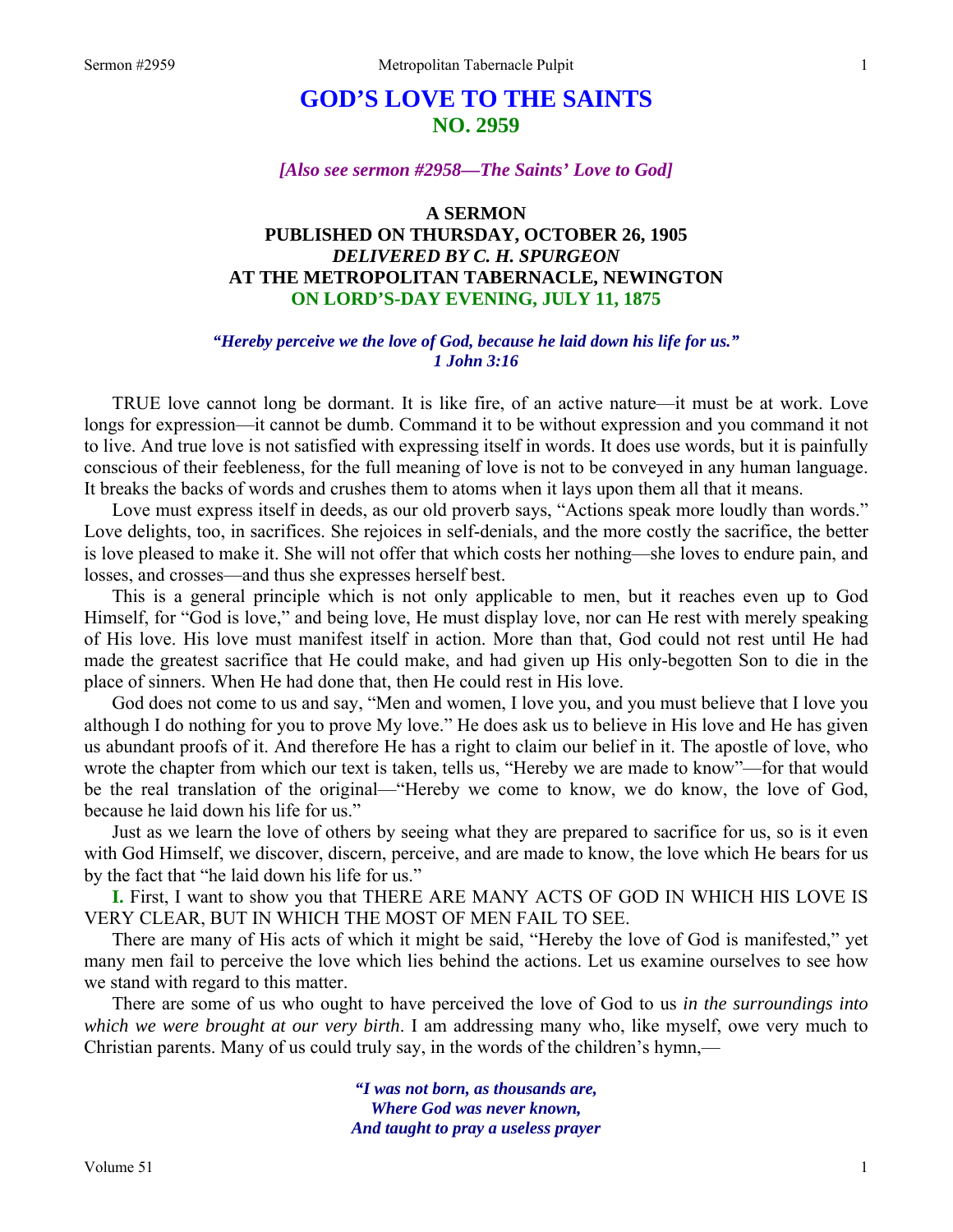# GOD'S LOVE TO THE SAINTS
## NO. 2959

*[Also see sermon #2958—The Saints' Love to God]*

### A SERMON
### PUBLISHED ON THURSDAY, OCTOBER 26, 1905
### *DELIVERED BY C. H. SPURGEON*
### AT THE METROPOLITAN TABERNACLE, NEWINGTON
### ON LORD'S-DAY EVENING, JULY 11, 1875

***"Hereby perceive we the love of God, because he laid down his life for us."***
***1 John 3:16***

TRUE love cannot long be dormant. It is like fire, of an active nature—it must be at work. Love longs for expression—it cannot be dumb. Command it to be without expression and you command it not to live. And true love is not satisfied with expressing itself in words. It does use words, but it is painfully conscious of their feebleness, for the full meaning of love is not to be conveyed in any human language. It breaks the backs of words and crushes them to atoms when it lays upon them all that it means.

Love must express itself in deeds, as our old proverb says, "Actions speak more loudly than words." Love delights, too, in sacrifices. She rejoices in self-denials, and the more costly the sacrifice, the better is love pleased to make it. She will not offer that which costs her nothing—she loves to endure pain, and losses, and crosses—and thus she expresses herself best.

This is a general principle which is not only applicable to men, but it reaches even up to God Himself, for "God is love," and being love, He must display love, nor can He rest with merely speaking of His love. His love must manifest itself in action. More than that, God could not rest until He had made the greatest sacrifice that He could make, and had given up His only-begotten Son to die in the place of sinners. When He had done that, then He could rest in His love.

God does not come to us and say, "Men and women, I love you, and you must believe that I love you although I do nothing for you to prove My love." He does ask us to believe in His love and He has given us abundant proofs of it. And therefore He has a right to claim our belief in it. The apostle of love, who wrote the chapter from which our text is taken, tells us, "Hereby we are made to know"—for that would be the real translation of the original—"Hereby we come to know, we do know, the love of God, because he laid down his life for us."

Just as we learn the love of others by seeing what they are prepared to sacrifice for us, so is it even with God Himself, we discover, discern, perceive, and are made to know, the love which He bears for us by the fact that "he laid down his life for us."

**I.** First, I want to show you that THERE ARE MANY ACTS OF GOD IN WHICH HIS LOVE IS VERY CLEAR, BUT IN WHICH THE MOST OF MEN FAIL TO SEE.

There are many of His acts of which it might be said, "Hereby the love of God is manifested," yet many men fail to perceive the love which lies behind the actions. Let us examine ourselves to see how we stand with regard to this matter.

There are some of us who ought to have perceived the love of God to us *in the surroundings into which we were brought at our very birth*. I am addressing many who, like myself, owe very much to Christian parents. Many of us could truly say, in the words of the children's hymn,—

*"I was not born, as thousands are,*
*Where God was never known,*
*And taught to pray a useless prayer*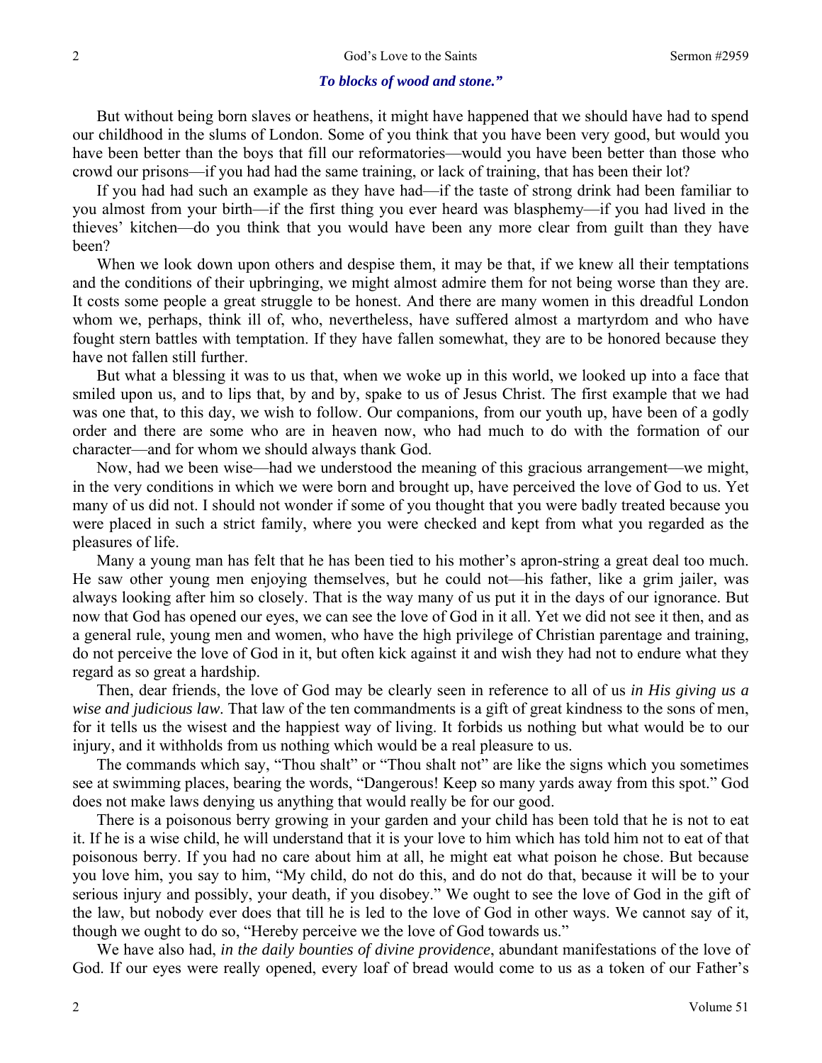***To blocks of wood and stone."***

But without being born slaves or heathens, it might have happened that we should have had to spend our childhood in the slums of London. Some of you think that you have been very good, but would you have been better than the boys that fill our reformatories—would you have been better than those who crowd our prisons—if you had had the same training, or lack of training, that has been their lot?

If you had had such an example as they have had—if the taste of strong drink had been familiar to you almost from your birth—if the first thing you ever heard was blasphemy—if you had lived in the thieves' kitchen—do you think that you would have been any more clear from guilt than they have been?

When we look down upon others and despise them, it may be that, if we knew all their temptations and the conditions of their upbringing, we might almost admire them for not being worse than they are. It costs some people a great struggle to be honest. And there are many women in this dreadful London whom we, perhaps, think ill of, who, nevertheless, have suffered almost a martyrdom and who have fought stern battles with temptation. If they have fallen somewhat, they are to be honored because they have not fallen still further.

But what a blessing it was to us that, when we woke up in this world, we looked up into a face that smiled upon us, and to lips that, by and by, spake to us of Jesus Christ. The first example that we had was one that, to this day, we wish to follow. Our companions, from our youth up, have been of a godly order and there are some who are in heaven now, who had much to do with the formation of our character—and for whom we should always thank God.

Now, had we been wise—had we understood the meaning of this gracious arrangement—we might, in the very conditions in which we were born and brought up, have perceived the love of God to us. Yet many of us did not. I should not wonder if some of you thought that you were badly treated because you were placed in such a strict family, where you were checked and kept from what you regarded as the pleasures of life.

Many a young man has felt that he has been tied to his mother's apron-string a great deal too much. He saw other young men enjoying themselves, but he could not—his father, like a grim jailer, was always looking after him so closely. That is the way many of us put it in the days of our ignorance. But now that God has opened our eyes, we can see the love of God in it all. Yet we did not see it then, and as a general rule, young men and women, who have the high privilege of Christian parentage and training, do not perceive the love of God in it, but often kick against it and wish they had not to endure what they regard as so great a hardship.

Then, dear friends, the love of God may be clearly seen in reference to all of us *in His giving us a wise and judicious law*. That law of the ten commandments is a gift of great kindness to the sons of men, for it tells us the wisest and the happiest way of living. It forbids us nothing but what would be to our injury, and it withholds from us nothing which would be a real pleasure to us.

The commands which say, "Thou shalt" or "Thou shalt not" are like the signs which you sometimes see at swimming places, bearing the words, "Dangerous! Keep so many yards away from this spot." God does not make laws denying us anything that would really be for our good.

There is a poisonous berry growing in your garden and your child has been told that he is not to eat it. If he is a wise child, he will understand that it is your love to him which has told him not to eat of that poisonous berry. If you had no care about him at all, he might eat what poison he chose. But because you love him, you say to him, "My child, do not do this, and do not do that, because it will be to your serious injury and possibly, your death, if you disobey." We ought to see the love of God in the gift of the law, but nobody ever does that till he is led to the love of God in other ways. We cannot say of it, though we ought to do so, "Hereby perceive we the love of God towards us."

We have also had, *in the daily bounties of divine providence*, abundant manifestations of the love of God. If our eyes were really opened, every loaf of bread would come to us as a token of our Father's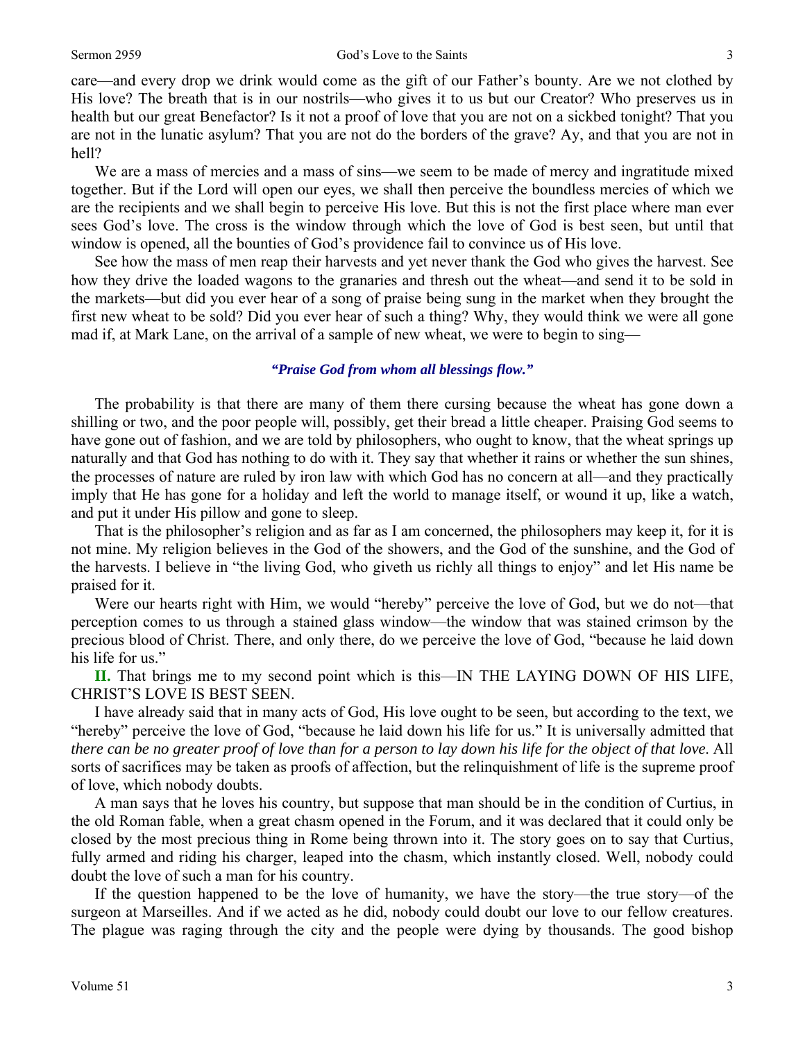care—and every drop we drink would come as the gift of our Father's bounty. Are we not clothed by His love? The breath that is in our nostrils—who gives it to us but our Creator? Who preserves us in health but our great Benefactor? Is it not a proof of love that you are not on a sickbed tonight? That you are not in the lunatic asylum? That you are not do the borders of the grave? Ay, and that you are not in hell?

We are a mass of mercies and a mass of sins—we seem to be made of mercy and ingratitude mixed together. But if the Lord will open our eyes, we shall then perceive the boundless mercies of which we are the recipients and we shall begin to perceive His love. But this is not the first place where man ever sees God's love. The cross is the window through which the love of God is best seen, but until that window is opened, all the bounties of God's providence fail to convince us of His love.

See how the mass of men reap their harvests and yet never thank the God who gives the harvest. See how they drive the loaded wagons to the granaries and thresh out the wheat—and send it to be sold in the markets—but did you ever hear of a song of praise being sung in the market when they brought the first new wheat to be sold? Did you ever hear of such a thing? Why, they would think we were all gone mad if, at Mark Lane, on the arrival of a sample of new wheat, we were to begin to sing—

***"Praise God from whom all blessings flow."***

The probability is that there are many of them there cursing because the wheat has gone down a shilling or two, and the poor people will, possibly, get their bread a little cheaper. Praising God seems to have gone out of fashion, and we are told by philosophers, who ought to know, that the wheat springs up naturally and that God has nothing to do with it. They say that whether it rains or whether the sun shines, the processes of nature are ruled by iron law with which God has no concern at all—and they practically imply that He has gone for a holiday and left the world to manage itself, or wound it up, like a watch, and put it under His pillow and gone to sleep.

That is the philosopher's religion and as far as I am concerned, the philosophers may keep it, for it is not mine. My religion believes in the God of the showers, and the God of the sunshine, and the God of the harvests. I believe in "the living God, who giveth us richly all things to enjoy" and let His name be praised for it.

Were our hearts right with Him, we would "hereby" perceive the love of God, but we do not—that perception comes to us through a stained glass window—the window that was stained crimson by the precious blood of Christ. There, and only there, do we perceive the love of God, "because he laid down his life for us."

**II.** That brings me to my second point which is this—IN THE LAYING DOWN OF HIS LIFE, CHRIST'S LOVE IS BEST SEEN.

I have already said that in many acts of God, His love ought to be seen, but according to the text, we "hereby" perceive the love of God, "because he laid down his life for us." It is universally admitted that *there can be no greater proof of love than for a person to lay down his life for the object of that love*. All sorts of sacrifices may be taken as proofs of affection, but the relinquishment of life is the supreme proof of love, which nobody doubts.

A man says that he loves his country, but suppose that man should be in the condition of Curtius, in the old Roman fable, when a great chasm opened in the Forum, and it was declared that it could only be closed by the most precious thing in Rome being thrown into it. The story goes on to say that Curtius, fully armed and riding his charger, leaped into the chasm, which instantly closed. Well, nobody could doubt the love of such a man for his country.

If the question happened to be the love of humanity, we have the story—the true story—of the surgeon at Marseilles. And if we acted as he did, nobody could doubt our love to our fellow creatures. The plague was raging through the city and the people were dying by thousands. The good bishop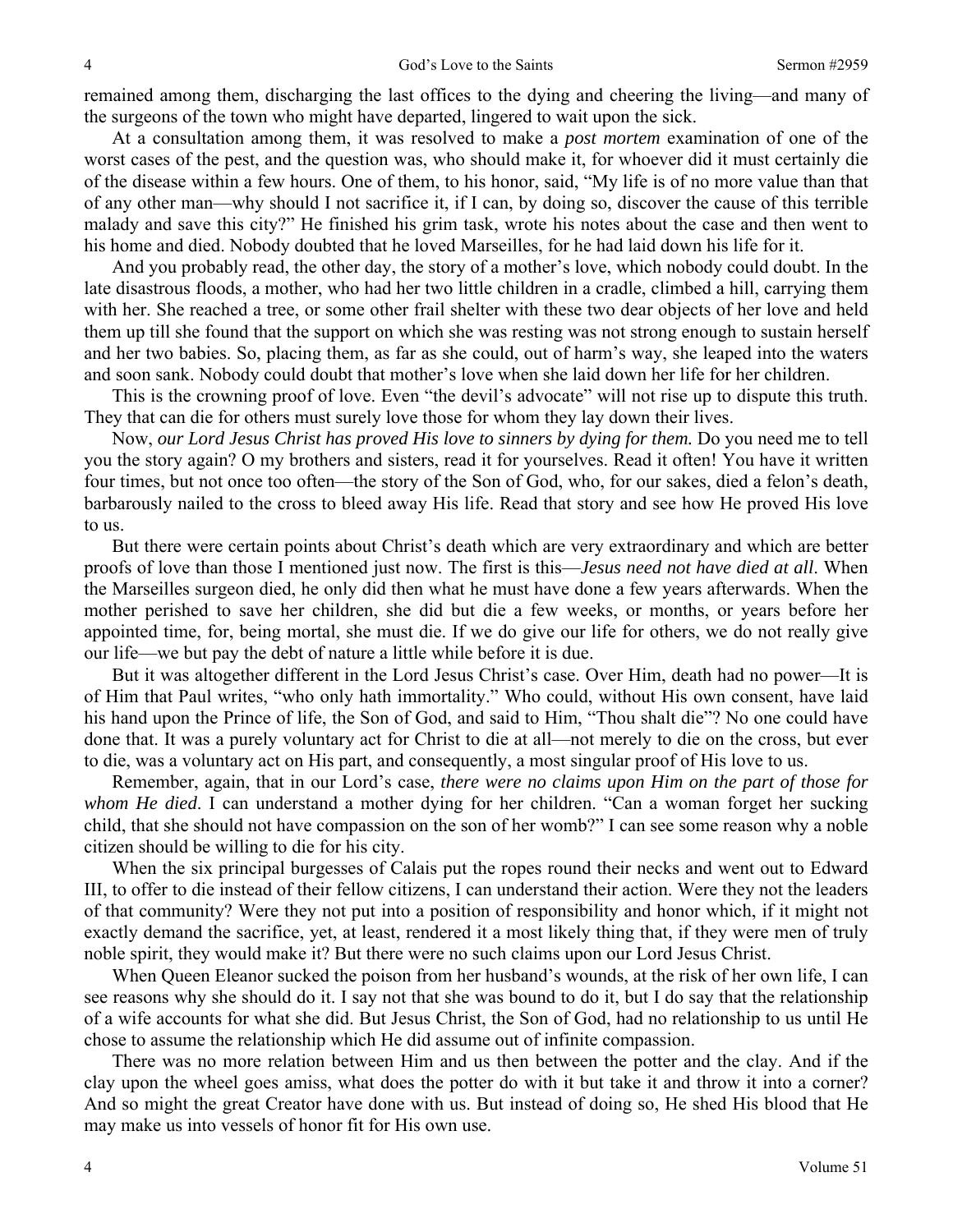remained among them, discharging the last offices to the dying and cheering the living—and many of the surgeons of the town who might have departed, lingered to wait upon the sick.

At a consultation among them, it was resolved to make a *post mortem* examination of one of the worst cases of the pest, and the question was, who should make it, for whoever did it must certainly die of the disease within a few hours. One of them, to his honor, said, "My life is of no more value than that of any other man—why should I not sacrifice it, if I can, by doing so, discover the cause of this terrible malady and save this city?" He finished his grim task, wrote his notes about the case and then went to his home and died. Nobody doubted that he loved Marseilles, for he had laid down his life for it.

And you probably read, the other day, the story of a mother's love, which nobody could doubt. In the late disastrous floods, a mother, who had her two little children in a cradle, climbed a hill, carrying them with her. She reached a tree, or some other frail shelter with these two dear objects of her love and held them up till she found that the support on which she was resting was not strong enough to sustain herself and her two babies. So, placing them, as far as she could, out of harm's way, she leaped into the waters and soon sank. Nobody could doubt that mother's love when she laid down her life for her children.

This is the crowning proof of love. Even "the devil's advocate" will not rise up to dispute this truth. They that can die for others must surely love those for whom they lay down their lives.

Now, *our Lord Jesus Christ has proved His love to sinners by dying for them.* Do you need me to tell you the story again? O my brothers and sisters, read it for yourselves. Read it often! You have it written four times, but not once too often—the story of the Son of God, who, for our sakes, died a felon's death, barbarously nailed to the cross to bleed away His life. Read that story and see how He proved His love to us.

But there were certain points about Christ's death which are very extraordinary and which are better proofs of love than those I mentioned just now. The first is this—*Jesus need not have died at all*. When the Marseilles surgeon died, he only did then what he must have done a few years afterwards. When the mother perished to save her children, she did but die a few weeks, or months, or years before her appointed time, for, being mortal, she must die. If we do give our life for others, we do not really give our life—we but pay the debt of nature a little while before it is due.

But it was altogether different in the Lord Jesus Christ's case. Over Him, death had no power—It is of Him that Paul writes, "who only hath immortality." Who could, without His own consent, have laid his hand upon the Prince of life, the Son of God, and said to Him, "Thou shalt die"? No one could have done that. It was a purely voluntary act for Christ to die at all—not merely to die on the cross, but ever to die, was a voluntary act on His part, and consequently, a most singular proof of His love to us.

Remember, again, that in our Lord's case, *there were no claims upon Him on the part of those for whom He died*. I can understand a mother dying for her children. "Can a woman forget her sucking child, that she should not have compassion on the son of her womb?" I can see some reason why a noble citizen should be willing to die for his city.

When the six principal burgesses of Calais put the ropes round their necks and went out to Edward III, to offer to die instead of their fellow citizens, I can understand their action. Were they not the leaders of that community? Were they not put into a position of responsibility and honor which, if it might not exactly demand the sacrifice, yet, at least, rendered it a most likely thing that, if they were men of truly noble spirit, they would make it? But there were no such claims upon our Lord Jesus Christ.

When Queen Eleanor sucked the poison from her husband's wounds, at the risk of her own life, I can see reasons why she should do it. I say not that she was bound to do it, but I do say that the relationship of a wife accounts for what she did. But Jesus Christ, the Son of God, had no relationship to us until He chose to assume the relationship which He did assume out of infinite compassion.

There was no more relation between Him and us then between the potter and the clay. And if the clay upon the wheel goes amiss, what does the potter do with it but take it and throw it into a corner? And so might the great Creator have done with us. But instead of doing so, He shed His blood that He may make us into vessels of honor fit for His own use.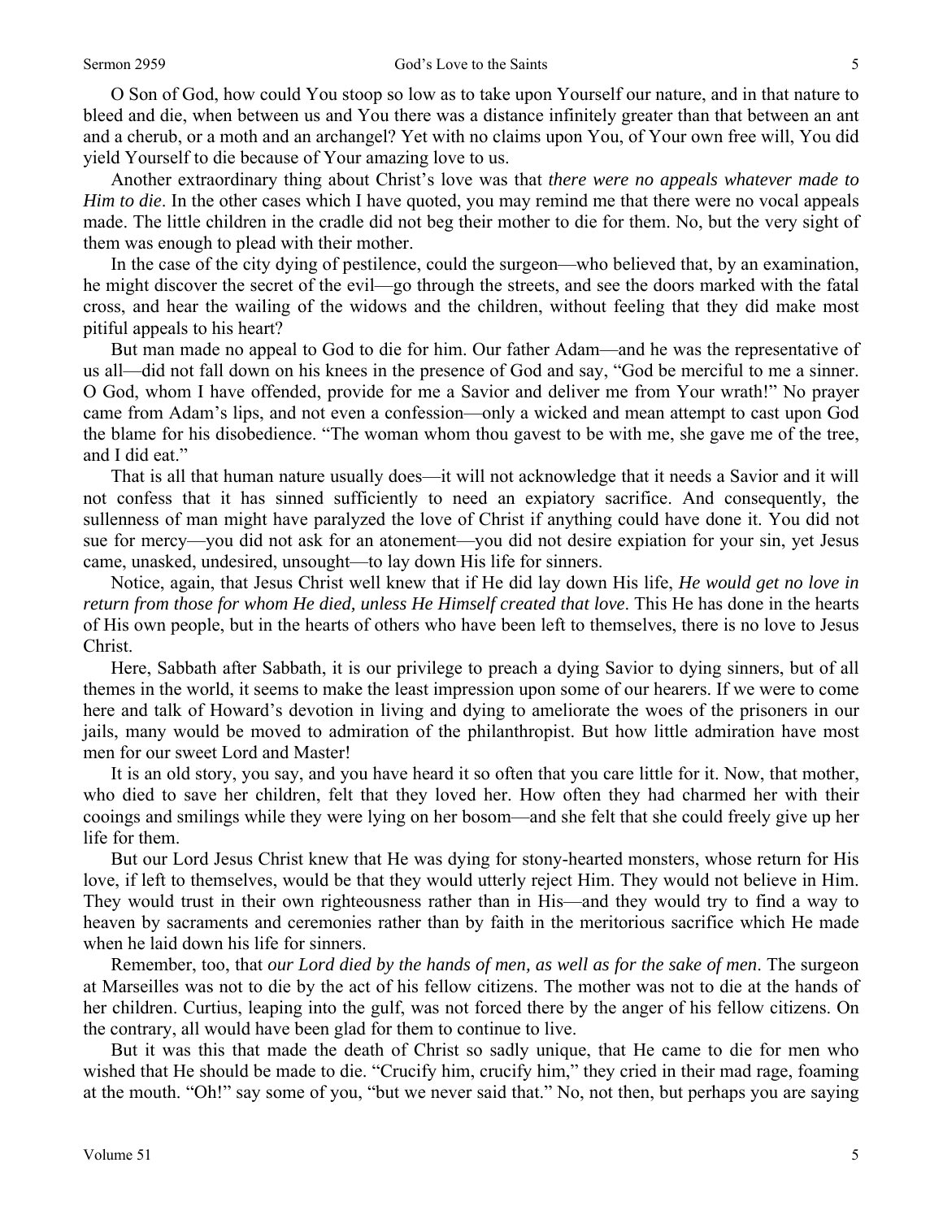O Son of God, how could You stoop so low as to take upon Yourself our nature, and in that nature to bleed and die, when between us and You there was a distance infinitely greater than that between an ant and a cherub, or a moth and an archangel? Yet with no claims upon You, of Your own free will, You did yield Yourself to die because of Your amazing love to us.

Another extraordinary thing about Christ's love was that *there were no appeals whatever made to Him to die*. In the other cases which I have quoted, you may remind me that there were no vocal appeals made. The little children in the cradle did not beg their mother to die for them. No, but the very sight of them was enough to plead with their mother.

In the case of the city dying of pestilence, could the surgeon—who believed that, by an examination, he might discover the secret of the evil—go through the streets, and see the doors marked with the fatal cross, and hear the wailing of the widows and the children, without feeling that they did make most pitiful appeals to his heart?

But man made no appeal to God to die for him. Our father Adam—and he was the representative of us all—did not fall down on his knees in the presence of God and say, "God be merciful to me a sinner. O God, whom I have offended, provide for me a Savior and deliver me from Your wrath!" No prayer came from Adam's lips, and not even a confession—only a wicked and mean attempt to cast upon God the blame for his disobedience. "The woman whom thou gavest to be with me, she gave me of the tree, and I did eat."

That is all that human nature usually does—it will not acknowledge that it needs a Savior and it will not confess that it has sinned sufficiently to need an expiatory sacrifice. And consequently, the sullenness of man might have paralyzed the love of Christ if anything could have done it. You did not sue for mercy—you did not ask for an atonement—you did not desire expiation for your sin, yet Jesus came, unasked, undesired, unsought—to lay down His life for sinners.

Notice, again, that Jesus Christ well knew that if He did lay down His life, *He would get no love in return from those for whom He died, unless He Himself created that love*. This He has done in the hearts of His own people, but in the hearts of others who have been left to themselves, there is no love to Jesus Christ.

Here, Sabbath after Sabbath, it is our privilege to preach a dying Savior to dying sinners, but of all themes in the world, it seems to make the least impression upon some of our hearers. If we were to come here and talk of Howard's devotion in living and dying to ameliorate the woes of the prisoners in our jails, many would be moved to admiration of the philanthropist. But how little admiration have most men for our sweet Lord and Master!

It is an old story, you say, and you have heard it so often that you care little for it. Now, that mother, who died to save her children, felt that they loved her. How often they had charmed her with their cooings and smilings while they were lying on her bosom—and she felt that she could freely give up her life for them.

But our Lord Jesus Christ knew that He was dying for stony-hearted monsters, whose return for His love, if left to themselves, would be that they would utterly reject Him. They would not believe in Him. They would trust in their own righteousness rather than in His—and they would try to find a way to heaven by sacraments and ceremonies rather than by faith in the meritorious sacrifice which He made when he laid down his life for sinners.

Remember, too, that *our Lord died by the hands of men, as well as for the sake of men*. The surgeon at Marseilles was not to die by the act of his fellow citizens. The mother was not to die at the hands of her children. Curtius, leaping into the gulf, was not forced there by the anger of his fellow citizens. On the contrary, all would have been glad for them to continue to live.

But it was this that made the death of Christ so sadly unique, that He came to die for men who wished that He should be made to die. "Crucify him, crucify him," they cried in their mad rage, foaming at the mouth. "Oh!" say some of you, "but we never said that." No, not then, but perhaps you are saying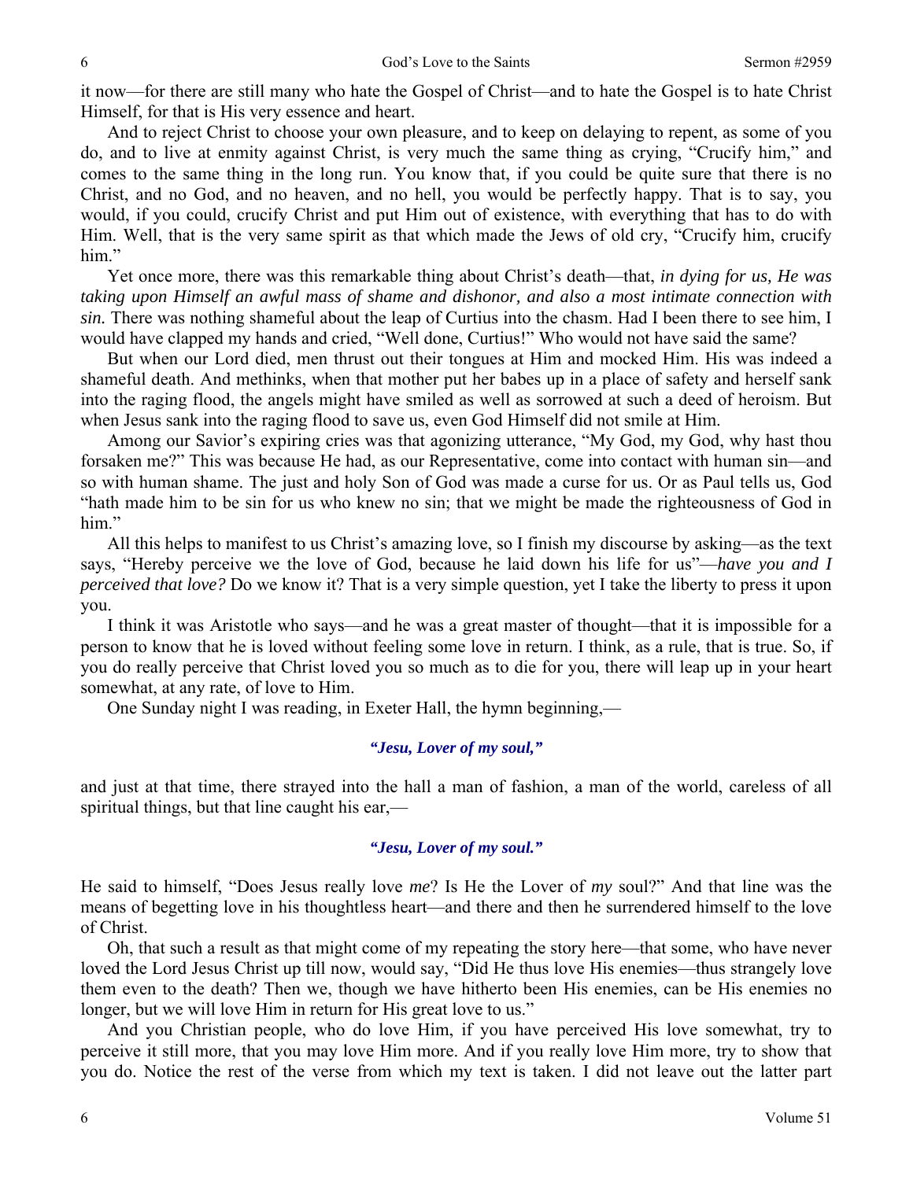it now—for there are still many who hate the Gospel of Christ—and to hate the Gospel is to hate Christ Himself, for that is His very essence and heart.

And to reject Christ to choose your own pleasure, and to keep on delaying to repent, as some of you do, and to live at enmity against Christ, is very much the same thing as crying, "Crucify him," and comes to the same thing in the long run. You know that, if you could be quite sure that there is no Christ, and no God, and no heaven, and no hell, you would be perfectly happy. That is to say, you would, if you could, crucify Christ and put Him out of existence, with everything that has to do with Him. Well, that is the very same spirit as that which made the Jews of old cry, "Crucify him, crucify him."

Yet once more, there was this remarkable thing about Christ's death—that, *in dying for us, He was taking upon Himself an awful mass of shame and dishonor, and also a most intimate connection with sin.* There was nothing shameful about the leap of Curtius into the chasm. Had I been there to see him, I would have clapped my hands and cried, "Well done, Curtius!" Who would not have said the same?

But when our Lord died, men thrust out their tongues at Him and mocked Him. His was indeed a shameful death. And methinks, when that mother put her babes up in a place of safety and herself sank into the raging flood, the angels might have smiled as well as sorrowed at such a deed of heroism. But when Jesus sank into the raging flood to save us, even God Himself did not smile at Him.

Among our Savior's expiring cries was that agonizing utterance, "My God, my God, why hast thou forsaken me?" This was because He had, as our Representative, come into contact with human sin—and so with human shame. The just and holy Son of God was made a curse for us. Or as Paul tells us, God "hath made him to be sin for us who knew no sin; that we might be made the righteousness of God in him."

All this helps to manifest to us Christ's amazing love, so I finish my discourse by asking—as the text says, "Hereby perceive we the love of God, because he laid down his life for us"—*have you and I perceived that love?* Do we know it? That is a very simple question, yet I take the liberty to press it upon you.

I think it was Aristotle who says—and he was a great master of thought—that it is impossible for a person to know that he is loved without feeling some love in return. I think, as a rule, that is true. So, if you do really perceive that Christ loved you so much as to die for you, there will leap up in your heart somewhat, at any rate, of love to Him.

One Sunday night I was reading, in Exeter Hall, the hymn beginning,—

***"Jesu, Lover of my soul,"***

and just at that time, there strayed into the hall a man of fashion, a man of the world, careless of all spiritual things, but that line caught his ear,—

***"Jesu, Lover of my soul."***

He said to himself, "Does Jesus really love *me*? Is He the Lover of *my* soul?" And that line was the means of begetting love in his thoughtless heart—and there and then he surrendered himself to the love of Christ.

Oh, that such a result as that might come of my repeating the story here—that some, who have never loved the Lord Jesus Christ up till now, would say, "Did He thus love His enemies—thus strangely love them even to the death? Then we, though we have hitherto been His enemies, can be His enemies no longer, but we will love Him in return for His great love to us."

And you Christian people, who do love Him, if you have perceived His love somewhat, try to perceive it still more, that you may love Him more. And if you really love Him more, try to show that you do. Notice the rest of the verse from which my text is taken. I did not leave out the latter part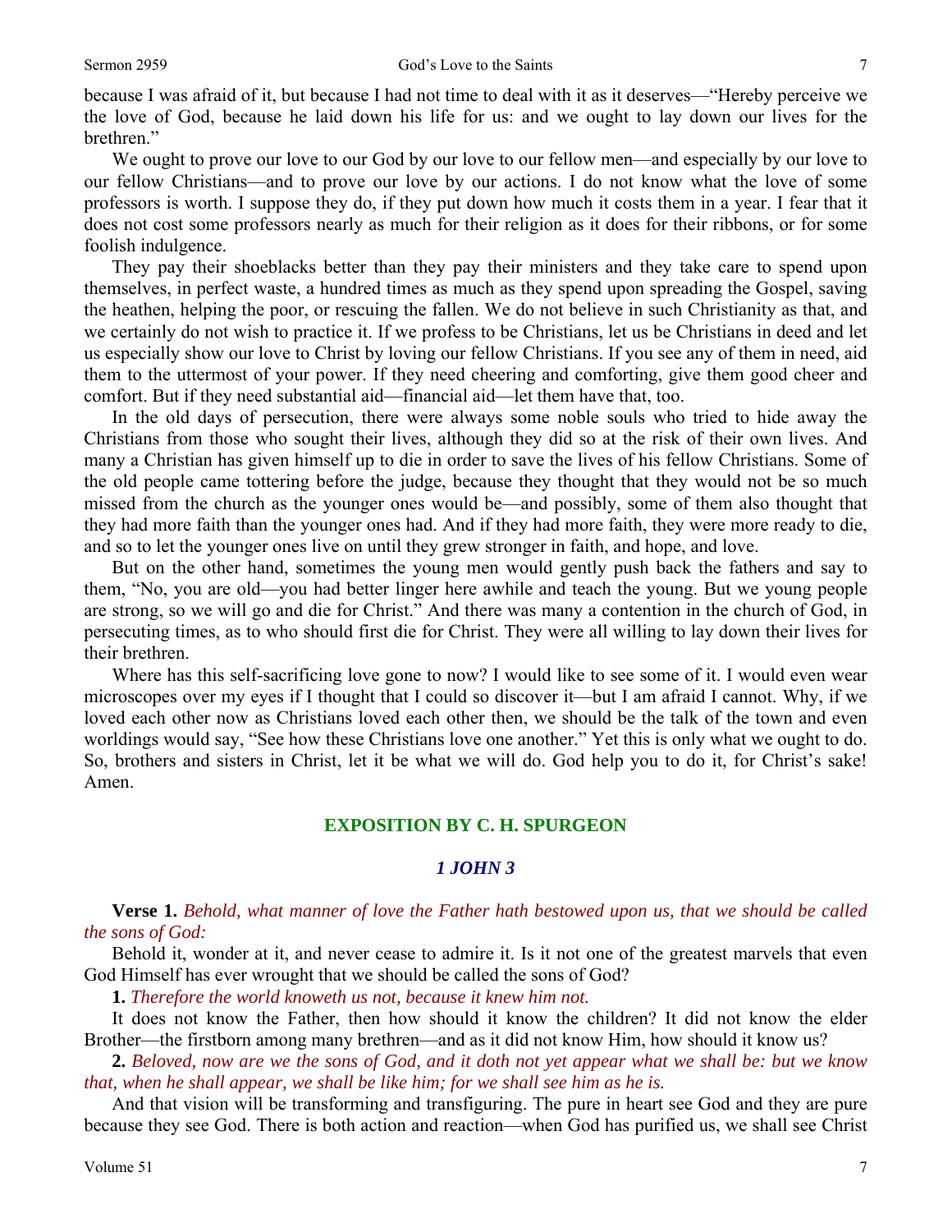because I was afraid of it, but because I had not time to deal with it as it deserves—"Hereby perceive we the love of God, because he laid down his life for us: and we ought to lay down our lives for the brethren."

We ought to prove our love to our God by our love to our fellow men—and especially by our love to our fellow Christians—and to prove our love by our actions. I do not know what the love of some professors is worth. I suppose they do, if they put down how much it costs them in a year. I fear that it does not cost some professors nearly as much for their religion as it does for their ribbons, or for some foolish indulgence.

They pay their shoeblacks better than they pay their ministers and they take care to spend upon themselves, in perfect waste, a hundred times as much as they spend upon spreading the Gospel, saving the heathen, helping the poor, or rescuing the fallen. We do not believe in such Christianity as that, and we certainly do not wish to practice it. If we profess to be Christians, let us be Christians in deed and let us especially show our love to Christ by loving our fellow Christians. If you see any of them in need, aid them to the uttermost of your power. If they need cheering and comforting, give them good cheer and comfort. But if they need substantial aid—financial aid—let them have that, too.

In the old days of persecution, there were always some noble souls who tried to hide away the Christians from those who sought their lives, although they did so at the risk of their own lives. And many a Christian has given himself up to die in order to save the lives of his fellow Christians. Some of the old people came tottering before the judge, because they thought that they would not be so much missed from the church as the younger ones would be—and possibly, some of them also thought that they had more faith than the younger ones had. And if they had more faith, they were more ready to die, and so to let the younger ones live on until they grew stronger in faith, and hope, and love.

But on the other hand, sometimes the young men would gently push back the fathers and say to them, "No, you are old—you had better linger here awhile and teach the young. But we young people are strong, so we will go and die for Christ." And there was many a contention in the church of God, in persecuting times, as to who should first die for Christ. They were all willing to lay down their lives for their brethren.

Where has this self-sacrificing love gone to now? I would like to see some of it. I would even wear microscopes over my eyes if I thought that I could so discover it—but I am afraid I cannot. Why, if we loved each other now as Christians loved each other then, we should be the talk of the town and even worldlings would say, "See how these Christians love one another." Yet this is only what we ought to do. So, brothers and sisters in Christ, let it be what we will do. God help you to do it, for Christ's sake! Amen.

## EXPOSITION BY C. H. SPURGEON

### *1 JOHN 3*

**Verse 1.** *Behold, what manner of love the Father hath bestowed upon us, that we should be called the sons of God:*

Behold it, wonder at it, and never cease to admire it. Is it not one of the greatest marvels that even God Himself has ever wrought that we should be called the sons of God?

**1.** *Therefore the world knoweth us not, because it knew him not.*

It does not know the Father, then how should it know the children? It did not know the elder Brother—the firstborn among many brethren—and as it did not know Him, how should it know us?

**2.** *Beloved, now are we the sons of God, and it doth not yet appear what we shall be: but we know that, when he shall appear, we shall be like him; for we shall see him as he is.*

And that vision will be transforming and transfiguring. The pure in heart see God and they are pure because they see God. There is both action and reaction—when God has purified us, we shall see Christ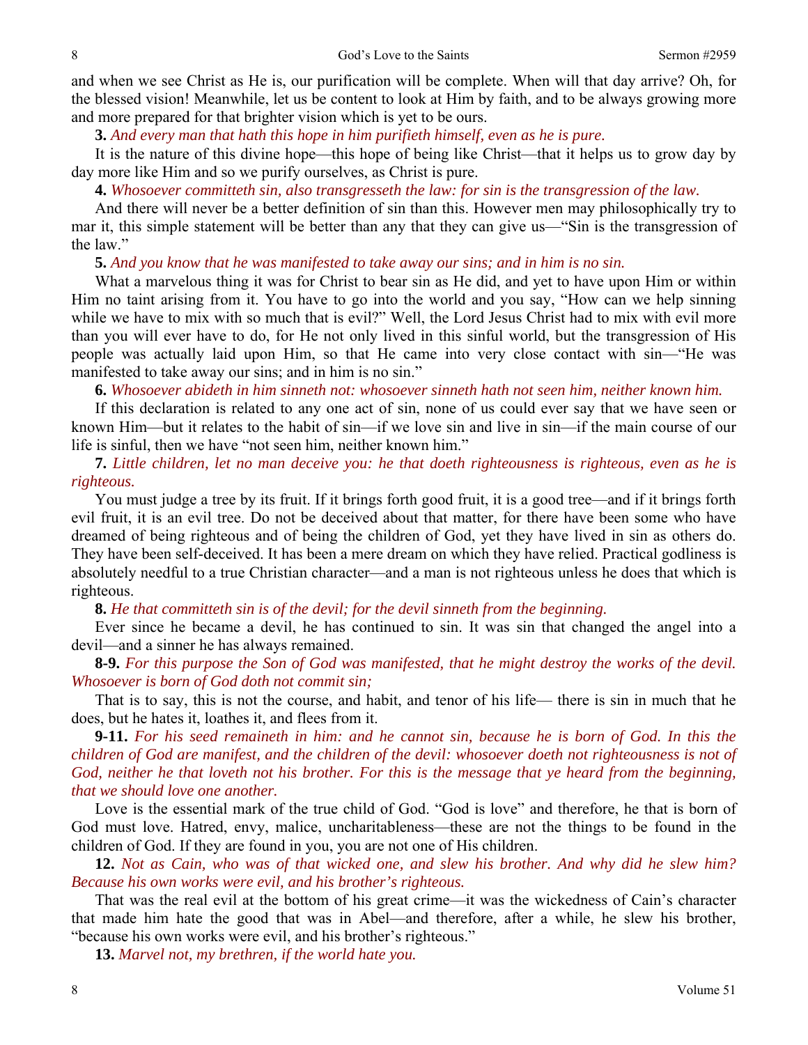and when we see Christ as He is, our purification will be complete. When will that day arrive? Oh, for the blessed vision! Meanwhile, let us be content to look at Him by faith, and to be always growing more and more prepared for that brighter vision which is yet to be ours.

**3.** *And every man that hath this hope in him purifieth himself, even as he is pure.*

It is the nature of this divine hope—this hope of being like Christ—that it helps us to grow day by day more like Him and so we purify ourselves, as Christ is pure.

**4.** *Whosoever committeth sin, also transgresseth the law: for sin is the transgression of the law.*

And there will never be a better definition of sin than this. However men may philosophically try to mar it, this simple statement will be better than any that they can give us—"Sin is the transgression of the law."

**5.** *And you know that he was manifested to take away our sins; and in him is no sin.*

What a marvelous thing it was for Christ to bear sin as He did, and yet to have upon Him or within Him no taint arising from it. You have to go into the world and you say, "How can we help sinning while we have to mix with so much that is evil?" Well, the Lord Jesus Christ had to mix with evil more than you will ever have to do, for He not only lived in this sinful world, but the transgression of His people was actually laid upon Him, so that He came into very close contact with sin—"He was manifested to take away our sins; and in him is no sin."

**6.** *Whosoever abideth in him sinneth not: whosoever sinneth hath not seen him, neither known him.*

If this declaration is related to any one act of sin, none of us could ever say that we have seen or known Him—but it relates to the habit of sin—if we love sin and live in sin—if the main course of our life is sinful, then we have "not seen him, neither known him."

**7.** *Little children, let no man deceive you: he that doeth righteousness is righteous, even as he is righteous.*

You must judge a tree by its fruit. If it brings forth good fruit, it is a good tree—and if it brings forth evil fruit, it is an evil tree. Do not be deceived about that matter, for there have been some who have dreamed of being righteous and of being the children of God, yet they have lived in sin as others do. They have been self-deceived. It has been a mere dream on which they have relied. Practical godliness is absolutely needful to a true Christian character—and a man is not righteous unless he does that which is righteous.

**8.** *He that committeth sin is of the devil; for the devil sinneth from the beginning.*

Ever since he became a devil, he has continued to sin. It was sin that changed the angel into a devil—and a sinner he has always remained.

**8-9.** *For this purpose the Son of God was manifested, that he might destroy the works of the devil. Whosoever is born of God doth not commit sin;*

That is to say, this is not the course, and habit, and tenor of his life— there is sin in much that he does, but he hates it, loathes it, and flees from it.

**9-11.** *For his seed remaineth in him: and he cannot sin, because he is born of God. In this the children of God are manifest, and the children of the devil: whosoever doeth not righteousness is not of God, neither he that loveth not his brother. For this is the message that ye heard from the beginning, that we should love one another.*

Love is the essential mark of the true child of God. "God is love" and therefore, he that is born of God must love. Hatred, envy, malice, uncharitableness—these are not the things to be found in the children of God. If they are found in you, you are not one of His children.

**12.** *Not as Cain, who was of that wicked one, and slew his brother. And why did he slew him? Because his own works were evil, and his brother's righteous.*

That was the real evil at the bottom of his great crime—it was the wickedness of Cain's character that made him hate the good that was in Abel—and therefore, after a while, he slew his brother, "because his own works were evil, and his brother's righteous."

**13.** *Marvel not, my brethren, if the world hate you.*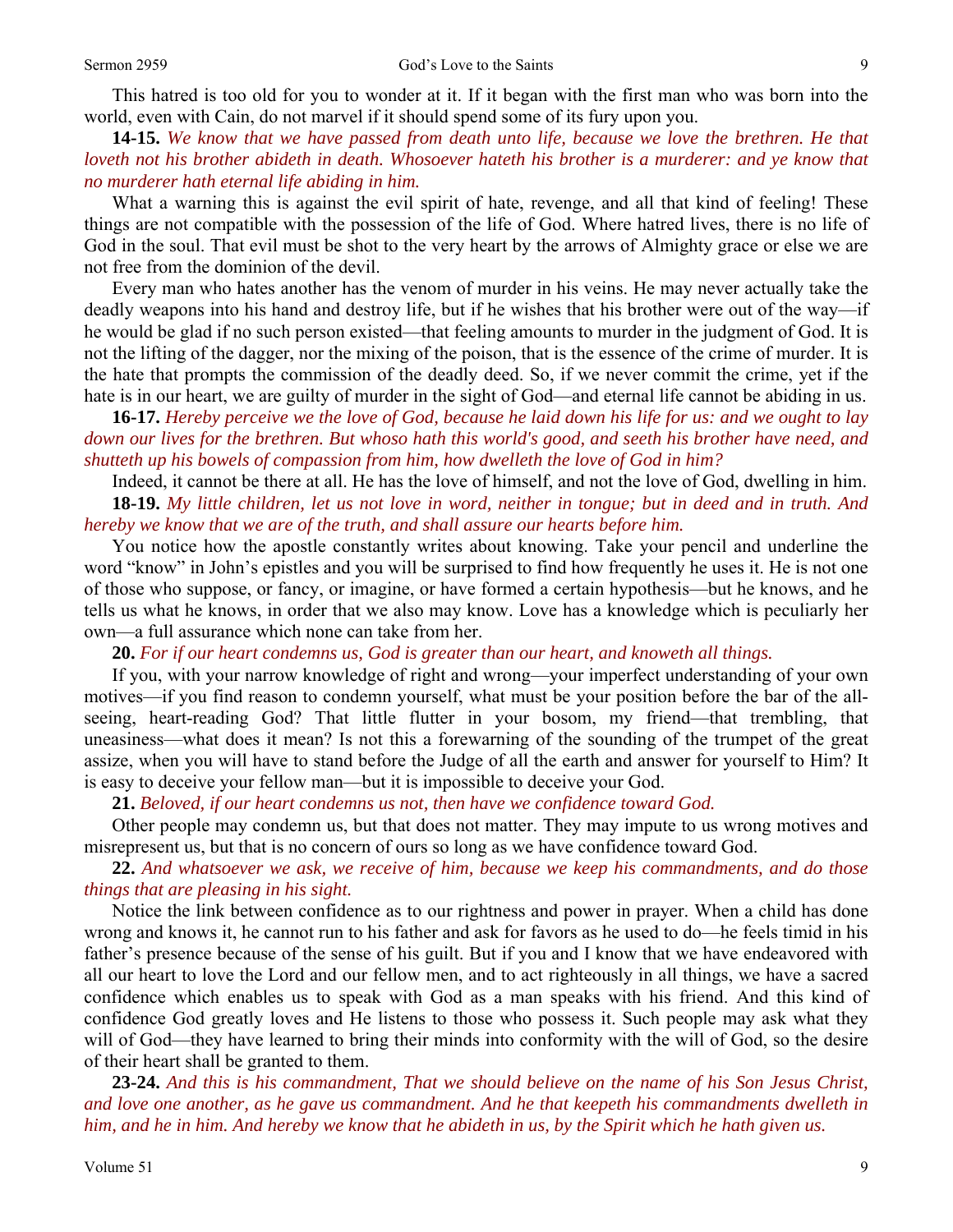This hatred is too old for you to wonder at it. If it began with the first man who was born into the world, even with Cain, do not marvel if it should spend some of its fury upon you.

**14-15.** *We know that we have passed from death unto life, because we love the brethren. He that loveth not his brother abideth in death. Whosoever hateth his brother is a murderer: and ye know that no murderer hath eternal life abiding in him.*

What a warning this is against the evil spirit of hate, revenge, and all that kind of feeling! These things are not compatible with the possession of the life of God. Where hatred lives, there is no life of God in the soul. That evil must be shot to the very heart by the arrows of Almighty grace or else we are not free from the dominion of the devil.

Every man who hates another has the venom of murder in his veins. He may never actually take the deadly weapons into his hand and destroy life, but if he wishes that his brother were out of the way—if he would be glad if no such person existed—that feeling amounts to murder in the judgment of God. It is not the lifting of the dagger, nor the mixing of the poison, that is the essence of the crime of murder. It is the hate that prompts the commission of the deadly deed. So, if we never commit the crime, yet if the hate is in our heart, we are guilty of murder in the sight of God—and eternal life cannot be abiding in us.

**16-17.** *Hereby perceive we the love of God, because he laid down his life for us: and we ought to lay down our lives for the brethren. But whoso hath this world's good, and seeth his brother have need, and shutteth up his bowels of compassion from him, how dwelleth the love of God in him?*

Indeed, it cannot be there at all. He has the love of himself, and not the love of God, dwelling in him.

**18-19.** *My little children, let us not love in word, neither in tongue; but in deed and in truth. And hereby we know that we are of the truth, and shall assure our hearts before him.*

You notice how the apostle constantly writes about knowing. Take your pencil and underline the word "know" in John's epistles and you will be surprised to find how frequently he uses it. He is not one of those who suppose, or fancy, or imagine, or have formed a certain hypothesis—but he knows, and he tells us what he knows, in order that we also may know. Love has a knowledge which is peculiarly her own—a full assurance which none can take from her.

**20.** *For if our heart condemns us, God is greater than our heart, and knoweth all things.*

If you, with your narrow knowledge of right and wrong—your imperfect understanding of your own motives—if you find reason to condemn yourself, what must be your position before the bar of the all-seeing, heart-reading God? That little flutter in your bosom, my friend—that trembling, that uneasiness—what does it mean? Is not this a forewarning of the sounding of the trumpet of the great assize, when you will have to stand before the Judge of all the earth and answer for yourself to Him? It is easy to deceive your fellow man—but it is impossible to deceive your God.

**21.** *Beloved, if our heart condemns us not, then have we confidence toward God.*

Other people may condemn us, but that does not matter. They may impute to us wrong motives and misrepresent us, but that is no concern of ours so long as we have confidence toward God.

**22.** *And whatsoever we ask, we receive of him, because we keep his commandments, and do those things that are pleasing in his sight.*

Notice the link between confidence as to our rightness and power in prayer. When a child has done wrong and knows it, he cannot run to his father and ask for favors as he used to do—he feels timid in his father's presence because of the sense of his guilt. But if you and I know that we have endeavored with all our heart to love the Lord and our fellow men, and to act righteously in all things, we have a sacred confidence which enables us to speak with God as a man speaks with his friend. And this kind of confidence God greatly loves and He listens to those who possess it. Such people may ask what they will of God—they have learned to bring their minds into conformity with the will of God, so the desire of their heart shall be granted to them.

**23-24.** *And this is his commandment, That we should believe on the name of his Son Jesus Christ, and love one another, as he gave us commandment. And he that keepeth his commandments dwelleth in him, and he in him. And hereby we know that he abideth in us, by the Spirit which he hath given us.*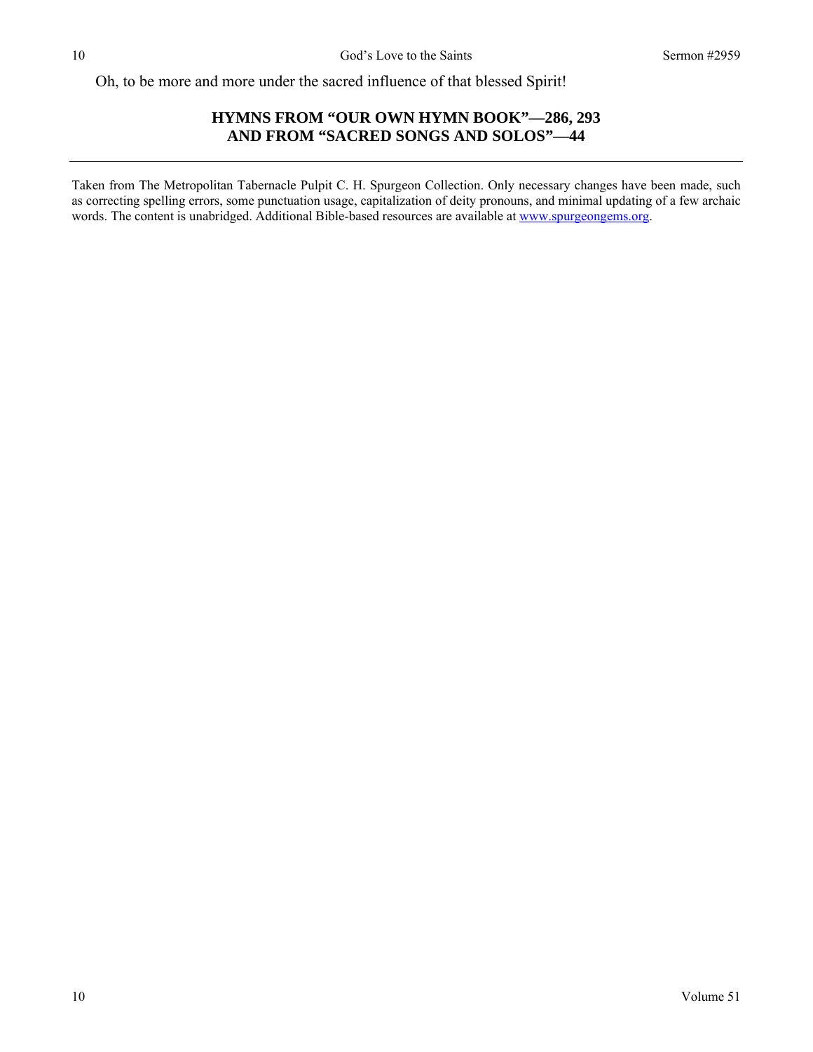Oh, to be more and more under the sacred influence of that blessed Spirit!

**HYMNS FROM "OUR OWN HYMN BOOK"—286, 293**
**AND FROM "SACRED SONGS AND SOLOS"—44**

---

Taken from The Metropolitan Tabernacle Pulpit C. H. Spurgeon Collection. Only necessary changes have been made, such as correcting spelling errors, some punctuation usage, capitalization of deity pronouns, and minimal updating of a few archaic words. The content is unabridged. Additional Bible-based resources are available at [www.spurgeongems.org](http://www.spurgeongems.org).